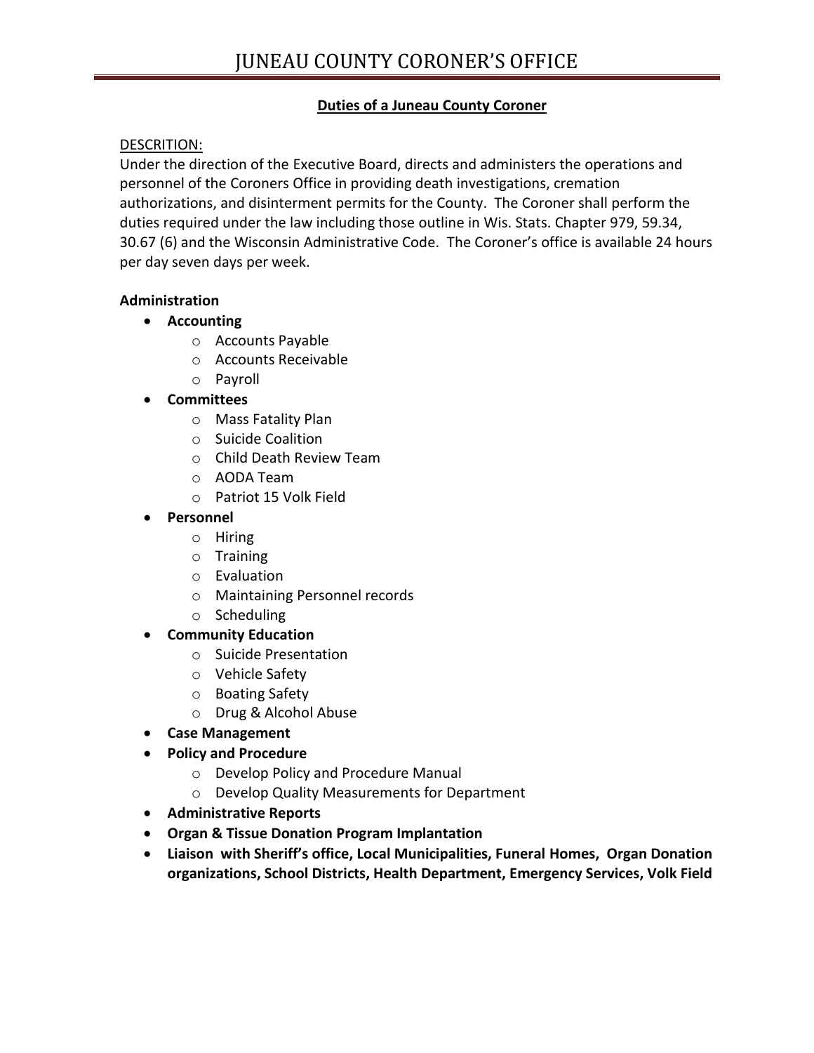# JUNEAU COUNTY CORONER'S OFFICE

## Duties of a Juneau County Coroner

DESCRITION:

Under the direction of the Executive Board, directs and administers the operations and personnel of the Coroners Office in providing death investigations, cremation authorizations, and disinterment permits for the County. The Coroner shall perform the duties required under the law including those outline in Wis. Stats. Chapter 979, 59.34, 30.67 (6) and the Wisconsin Administrative Code. The Coroner's office is available 24 hours per day seven days per week.

**Administration**

- **Accounting**
  - Accounts Payable
  - Accounts Receivable
  - Payroll
- **Committees**
  - Mass Fatality Plan
  - Suicide Coalition
  - Child Death Review Team
  - AODA Team
  - Patriot 15 Volk Field
- **Personnel**
  - Hiring
  - Training
  - Evaluation
  - Maintaining Personnel records
  - Scheduling
- **Community Education**
  - Suicide Presentation
  - Vehicle Safety
  - Boating Safety
  - Drug & Alcohol Abuse
- **Case Management**
- **Policy and Procedure**
  - Develop Policy and Procedure Manual
  - Develop Quality Measurements for Department
- **Administrative Reports**
- **Organ & Tissue Donation Program Implantation**
- **Liaison with Sheriff's office, Local Municipalities, Funeral Homes, Organ Donation organizations, School Districts, Health Department, Emergency Services, Volk Field**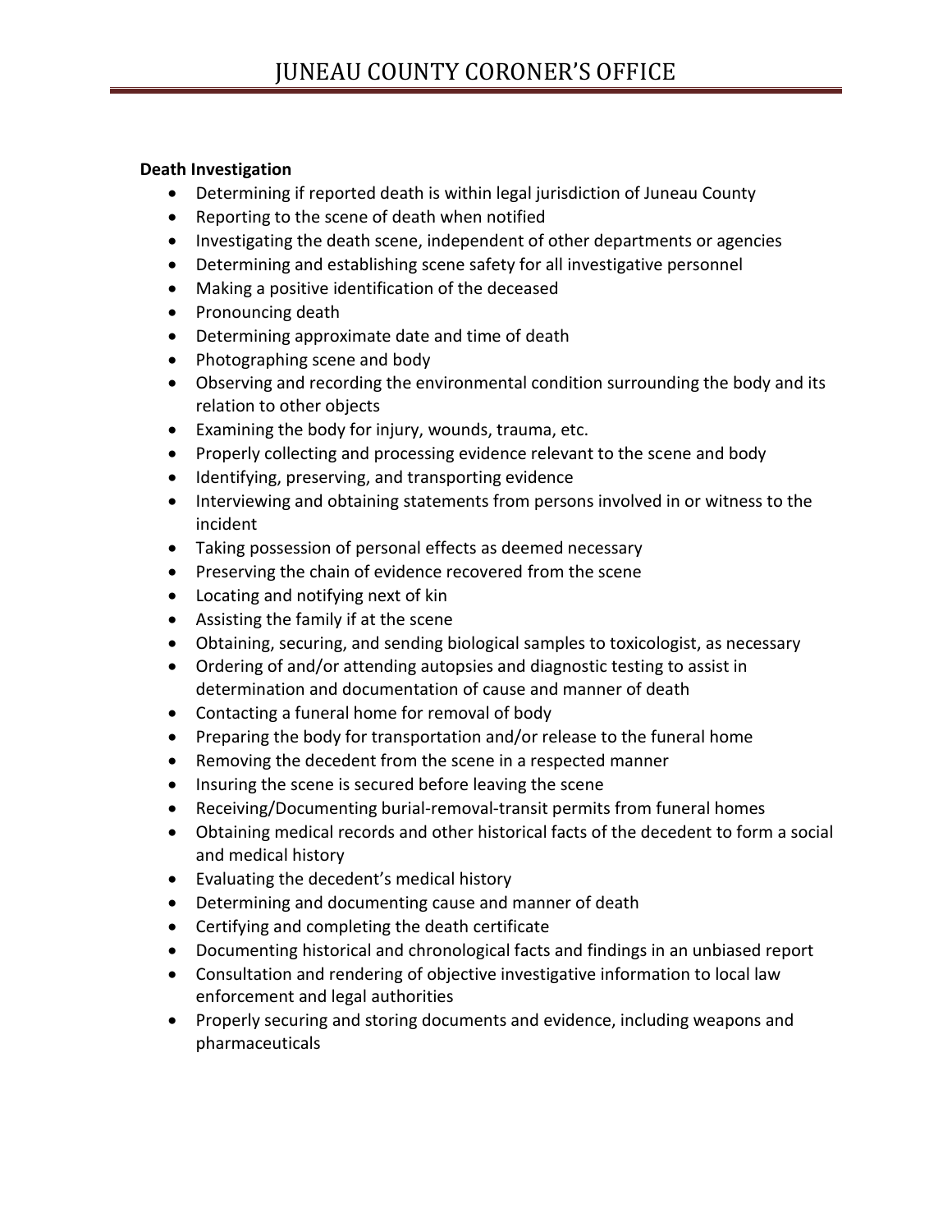**Death Investigation**

- Determining if reported death is within legal jurisdiction of Juneau County
- Reporting to the scene of death when notified
- Investigating the death scene, independent of other departments or agencies
- Determining and establishing scene safety for all investigative personnel
- Making a positive identification of the deceased
- Pronouncing death
- Determining approximate date and time of death
- Photographing scene and body
- Observing and recording the environmental condition surrounding the body and its relation to other objects
- Examining the body for injury, wounds, trauma, etc.
- Properly collecting and processing evidence relevant to the scene and body
- Identifying, preserving, and transporting evidence
- Interviewing and obtaining statements from persons involved in or witness to the incident
- Taking possession of personal effects as deemed necessary
- Preserving the chain of evidence recovered from the scene
- Locating and notifying next of kin
- Assisting the family if at the scene
- Obtaining, securing, and sending biological samples to toxicologist, as necessary
- Ordering of and/or attending autopsies and diagnostic testing to assist in determination and documentation of cause and manner of death
- Contacting a funeral home for removal of body
- Preparing the body for transportation and/or release to the funeral home
- Removing the decedent from the scene in a respected manner
- Insuring the scene is secured before leaving the scene
- Receiving/Documenting burial-removal-transit permits from funeral homes
- Obtaining medical records and other historical facts of the decedent to form a social and medical history
- Evaluating the decedent's medical history
- Determining and documenting cause and manner of death
- Certifying and completing the death certificate
- Documenting historical and chronological facts and findings in an unbiased report
- Consultation and rendering of objective investigative information to local law enforcement and legal authorities
- Properly securing and storing documents and evidence, including weapons and pharmaceuticals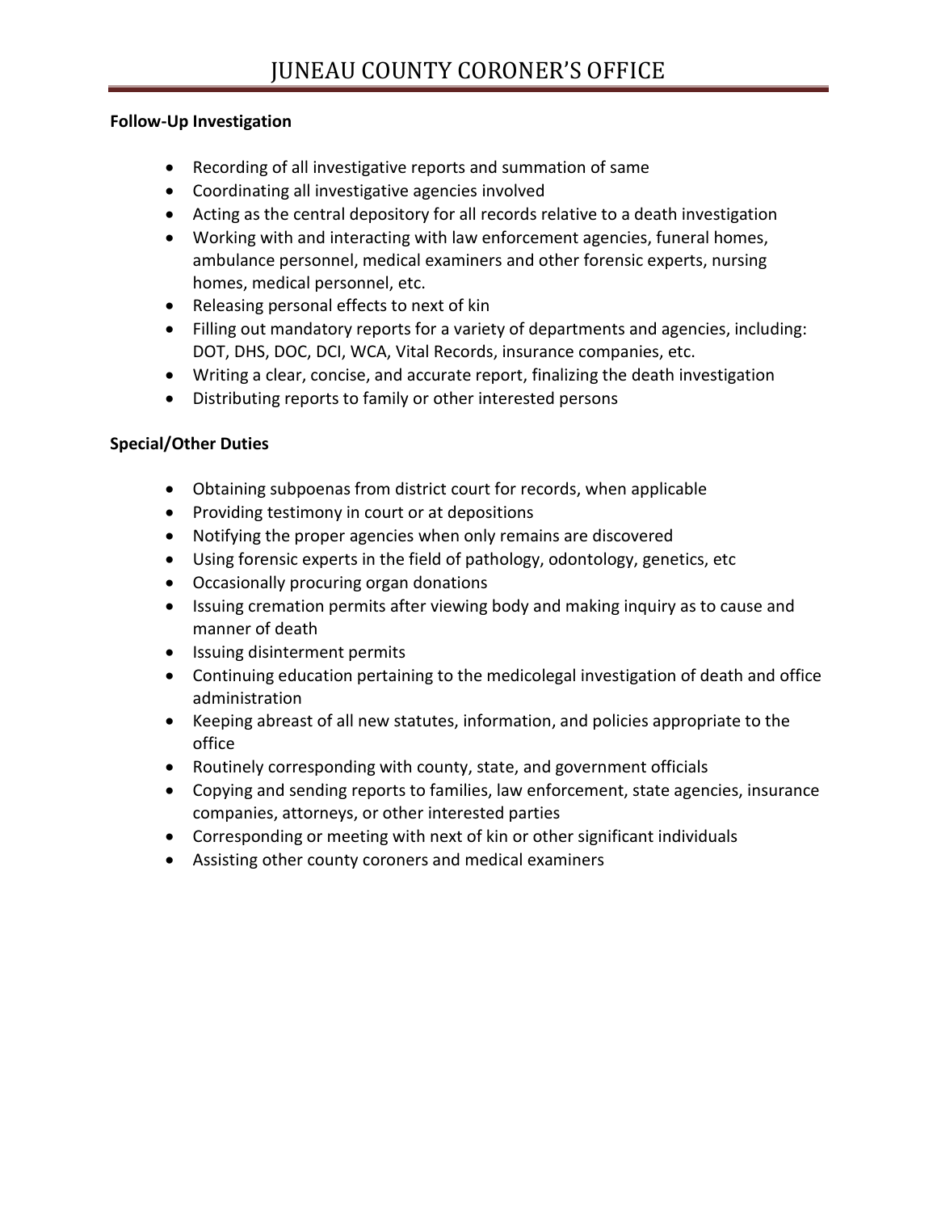**Follow-Up Investigation**

- Recording of all investigative reports and summation of same
- Coordinating all investigative agencies involved
- Acting as the central depository for all records relative to a death investigation
- Working with and interacting with law enforcement agencies, funeral homes, ambulance personnel, medical examiners and other forensic experts, nursing homes, medical personnel, etc.
- Releasing personal effects to next of kin
- Filling out mandatory reports for a variety of departments and agencies, including: DOT, DHS, DOC, DCI, WCA, Vital Records, insurance companies, etc.
- Writing a clear, concise, and accurate report, finalizing the death investigation
- Distributing reports to family or other interested persons

**Special/Other Duties**

- Obtaining subpoenas from district court for records, when applicable
- Providing testimony in court or at depositions
- Notifying the proper agencies when only remains are discovered
- Using forensic experts in the field of pathology, odontology, genetics, etc
- Occasionally procuring organ donations
- Issuing cremation permits after viewing body and making inquiry as to cause and manner of death
- Issuing disinterment permits
- Continuing education pertaining to the medicolegal investigation of death and office administration
- Keeping abreast of all new statutes, information, and policies appropriate to the office
- Routinely corresponding with county, state, and government officials
- Copying and sending reports to families, law enforcement, state agencies, insurance companies, attorneys, or other interested parties
- Corresponding or meeting with next of kin or other significant individuals
- Assisting other county coroners and medical examiners